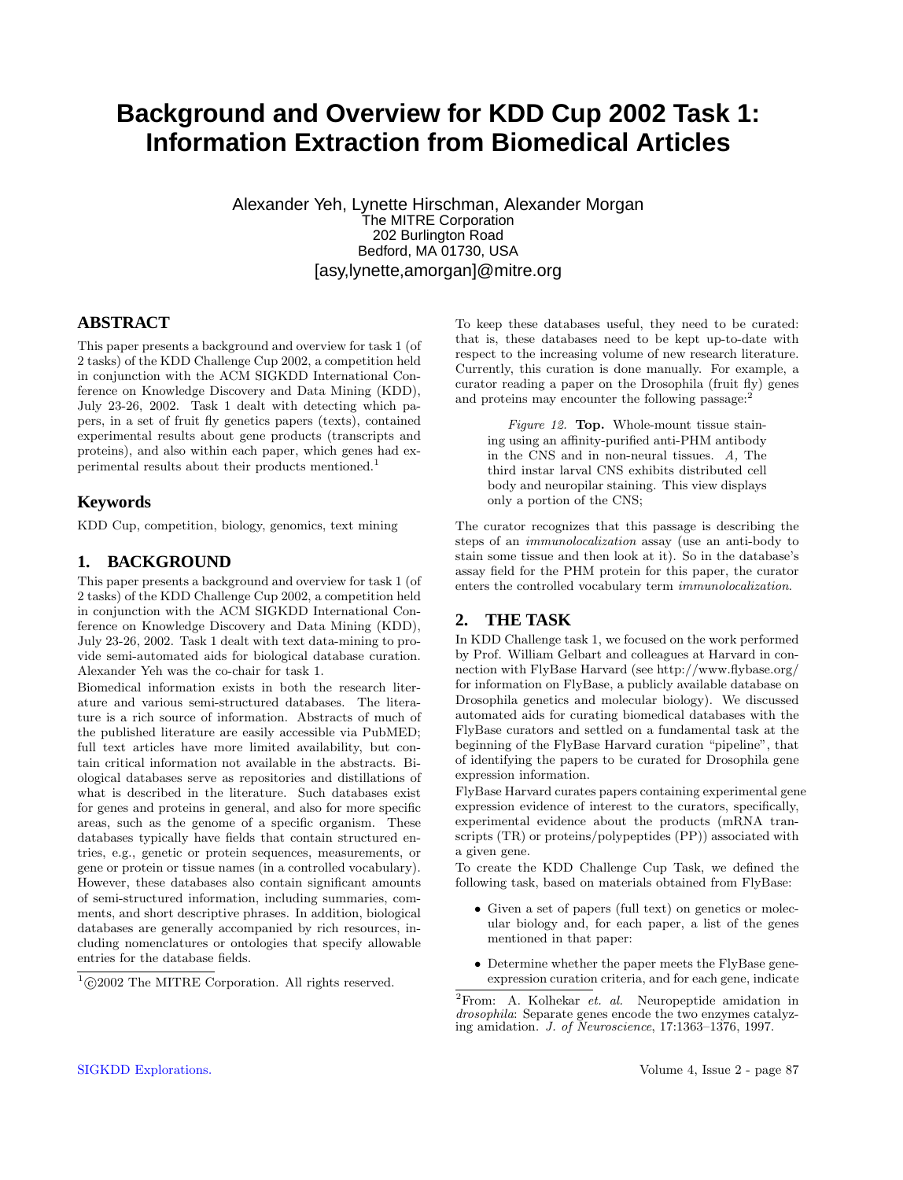# Background and Overview for KDD Cup 2002 Task 1: Information Extraction from Biomedical Articles

Alexander Yeh, Lynette Hirschman, Alexander Morgan
The MITRE Corporation
202 Burlington Road
Bedford, MA 01730, USA
[asy,lynette,amorgan]@mitre.org

## ABSTRACT

This paper presents a background and overview for task 1 (of 2 tasks) of the KDD Challenge Cup 2002, a competition held in conjunction with the ACM SIGKDD International Conference on Knowledge Discovery and Data Mining (KDD), July 23-26, 2002. Task 1 dealt with detecting which papers, in a set of fruit fly genetics papers (texts), contained experimental results about gene products (transcripts and proteins), and also within each paper, which genes had experimental results about their products mentioned.[1]

## Keywords

KDD Cup, competition, biology, genomics, text mining

## 1. BACKGROUND

This paper presents a background and overview for task 1 (of 2 tasks) of the KDD Challenge Cup 2002, a competition held in conjunction with the ACM SIGKDD International Conference on Knowledge Discovery and Data Mining (KDD), July 23-26, 2002. Task 1 dealt with text data-mining to provide semi-automated aids for biological database curation. Alexander Yeh was the co-chair for task 1.

Biomedical information exists in both the research literature and various semi-structured databases. The literature is a rich source of information. Abstracts of much of the published literature are easily accessible via PubMED; full text articles have more limited availability, but contain critical information not available in the abstracts. Biological databases serve as repositories and distillations of what is described in the literature. Such databases exist for genes and proteins in general, and also for more specific areas, such as the genome of a specific organism. These databases typically have fields that contain structured entries, e.g., genetic or protein sequences, measurements, or gene or protein or tissue names (in a controlled vocabulary). However, these databases also contain significant amounts of semi-structured information, including summaries, comments, and short descriptive phrases. In addition, biological databases are generally accompanied by rich resources, including nomenclatures or ontologies that specify allowable entries for the database fields.

To keep these databases useful, they need to be curated: that is, these databases need to be kept up-to-date with respect to the increasing volume of new research literature. Currently, this curation is done manually. For example, a curator reading a paper on the Drosophila (fruit fly) genes and proteins may encounter the following passage:[2]

> *Figure 12.* **Top.** Whole-mount tissue staining using an affinity-purified anti-PHM antibody in the CNS and in non-neural tissues. *A,* The third instar larval CNS exhibits distributed cell body and neuropilar staining. This view displays only a portion of the CNS;

The curator recognizes that this passage is describing the steps of an *immunolocalization* assay (use an anti-body to stain some tissue and then look at it). So in the database's assay field for the PHM protein for this paper, the curator enters the controlled vocabulary term *immunolocalization*.

## 2. THE TASK

In KDD Challenge task 1, we focused on the work performed by Prof. William Gelbart and colleagues at Harvard in connection with FlyBase Harvard (see http://www.flybase.org/ for information on FlyBase, a publicly available database on Drosophila genetics and molecular biology). We discussed automated aids for curating biomedical databases with the FlyBase curators and settled on a fundamental task at the beginning of the FlyBase Harvard curation "pipeline", that of identifying the papers to be curated for Drosophila gene expression information.

FlyBase Harvard curates papers containing experimental gene expression evidence of interest to the curators, specifically, experimental evidence about the products (mRNA transcripts (TR) or proteins/polypeptides (PP)) associated with a given gene.

To create the KDD Challenge Cup Task, we defined the following task, based on materials obtained from FlyBase:

- Given a set of papers (full text) on genetics or molecular biology and, for each paper, a list of the genes mentioned in that paper:
- Determine whether the paper meets the FlyBase gene-expression curation criteria, and for each gene, indicate

---

[1] ©2002 The MITRE Corporation. All rights reserved.

[2] From: A. Kolhekar *et. al.* Neuropeptide amidation in *drosophila*: Separate genes encode the two enzymes catalyzing amidation. *J. of Neuroscience*, 17:1363–1376, 1997.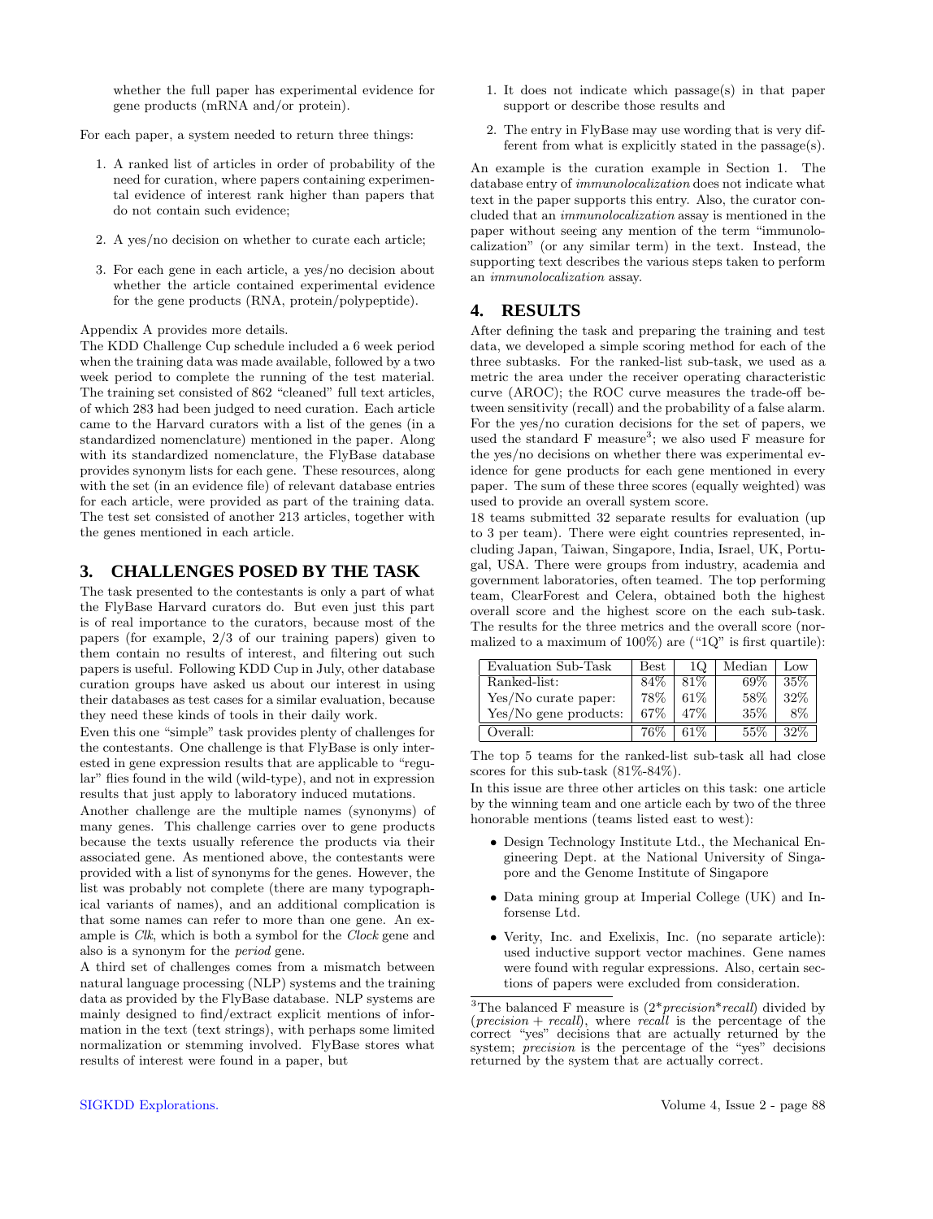whether the full paper has experimental evidence for gene products (mRNA and/or protein).

For each paper, a system needed to return three things:

1. A ranked list of articles in order of probability of the need for curation, where papers containing experimental evidence of interest rank higher than papers that do not contain such evidence;
2. A yes/no decision on whether to curate each article;
3. For each gene in each article, a yes/no decision about whether the article contained experimental evidence for the gene products (RNA, protein/polypeptide).

Appendix A provides more details.

The KDD Challenge Cup schedule included a 6 week period when the training data was made available, followed by a two week period to complete the running of the test material. The training set consisted of 862 "cleaned" full text articles, of which 283 had been judged to need curation. Each article came to the Harvard curators with a list of the genes (in a standardized nomenclature) mentioned in the paper. Along with its standardized nomenclature, the FlyBase database provides synonym lists for each gene. These resources, along with the set (in an evidence file) of relevant database entries for each article, were provided as part of the training data. The test set consisted of another 213 articles, together with the genes mentioned in each article.

## 3. CHALLENGES POSED BY THE TASK

The task presented to the contestants is only a part of what the FlyBase Harvard curators do. But even just this part is of real importance to the curators, because most of the papers (for example, 2/3 of our training papers) given to them contain no results of interest, and filtering out such papers is useful. Following KDD Cup in July, other database curation groups have asked us about our interest in using their databases as test cases for a similar evaluation, because they need these kinds of tools in their daily work.

Even this one "simple" task provides plenty of challenges for the contestants. One challenge is that FlyBase is only interested in gene expression results that are applicable to "regular" flies found in the wild (wild-type), and not in expression results that just apply to laboratory induced mutations.

Another challenge are the multiple names (synonyms) of many genes. This challenge carries over to gene products because the texts usually reference the products via their associated gene. As mentioned above, the contestants were provided with a list of synonyms for the genes. However, the list was probably not complete (there are many typographical variants of names), and an additional complication is that some names can refer to more than one gene. An example is *Clk*, which is both a symbol for the *Clock* gene and also is a synonym for the *period* gene.

A third set of challenges comes from a mismatch between natural language processing (NLP) systems and the training data as provided by the FlyBase database. NLP systems are mainly designed to find/extract explicit mentions of information in the text (text strings), with perhaps some limited normalization or stemming involved. FlyBase stores what results of interest were found in a paper, but

1. It does not indicate which passage(s) in that paper support or describe those results and
2. The entry in FlyBase may use wording that is very different from what is explicitly stated in the passage(s).

An example is the curation example in Section 1. The database entry of *immunolocalization* does not indicate what text in the paper supports this entry. Also, the curator concluded that an *immunolocalization* assay is mentioned in the paper without seeing any mention of the term "immunolocalization" (or any similar term) in the text. Instead, the supporting text describes the various steps taken to perform an *immunolocalization* assay.

## 4. RESULTS

After defining the task and preparing the training and test data, we developed a simple scoring method for each of the three subtasks. For the ranked-list sub-task, we used as a metric the area under the receiver operating characteristic curve (AROC); the ROC curve measures the trade-off between sensitivity (recall) and the probability of a false alarm. For the yes/no curation decisions for the set of papers, we used the standard F measure[3]; we also used F measure for the yes/no decisions on whether there was experimental evidence for gene products for each gene mentioned in every paper. The sum of these three scores (equally weighted) was used to provide an overall system score.

18 teams submitted 32 separate results for evaluation (up to 3 per team). There were eight countries represented, including Japan, Taiwan, Singapore, India, Israel, UK, Portugal, USA. There were groups from industry, academia and government laboratories, often teamed. The top performing team, ClearForest and Celera, obtained both the highest overall score and the highest score on the each sub-task. The results for the three metrics and the overall score (normalized to a maximum of 100%) are ("1Q" is first quartile):

| Evaluation Sub-Task | Best | 1Q | Median | Low |
|---|---|---|---|---|
| Ranked-list: | 84% | 81% | 69% | 35% |
| Yes/No curate paper: | 78% | 61% | 58% | 32% |
| Yes/No gene products: | 67% | 47% | 35% | 8% |
| Overall: | 76% | 61% | 55% | 32% |

The top 5 teams for the ranked-list sub-task all had close scores for this sub-task (81%-84%).

In this issue are three other articles on this task: one article by the winning team and one article each by two of the three honorable mentions (teams listed east to west):

- Design Technology Institute Ltd., the Mechanical Engineering Dept. at the National University of Singapore and the Genome Institute of Singapore
- Data mining group at Imperial College (UK) and Inforsense Ltd.
- Verity, Inc. and Exelixis, Inc. (no separate article): used inductive support vector machines. Gene names were found with regular expressions. Also, certain sections of papers were excluded from consideration.

[3]The balanced F measure is (2\**precision*\**recall*) divided by (*precision* + *recall*), where *recall* is the percentage of the correct "yes" decisions that are actually returned by the system; *precision* is the percentage of the "yes" decisions returned by the system that are actually correct.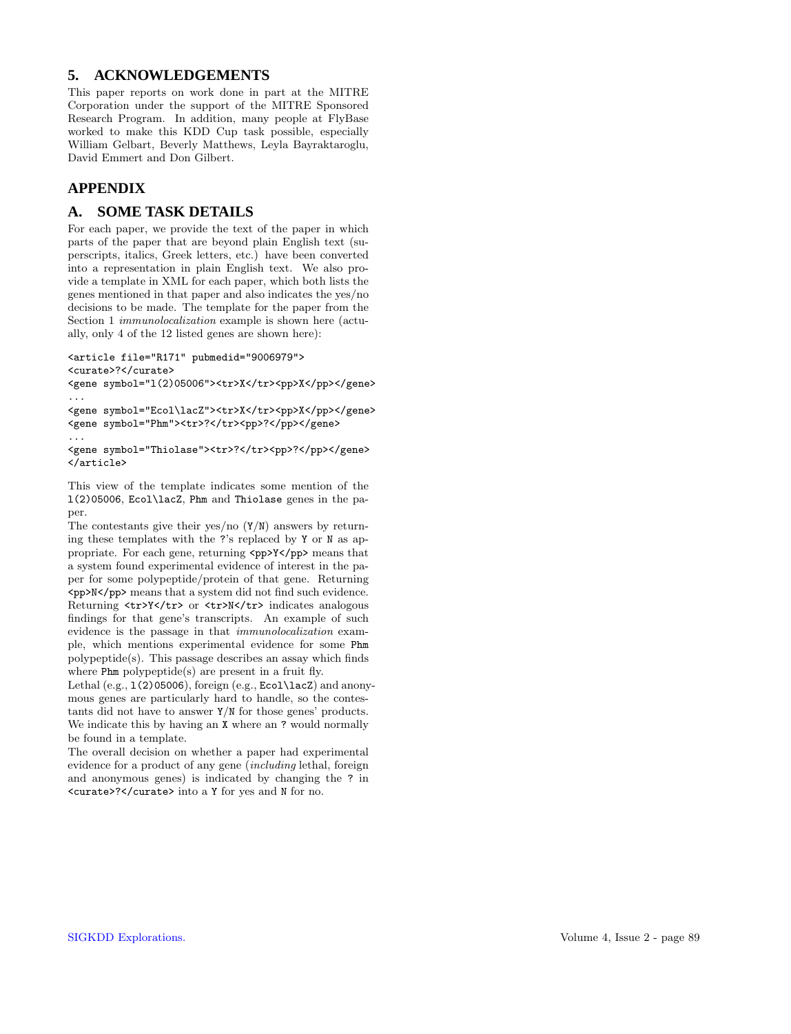## 5. ACKNOWLEDGEMENTS

This paper reports on work done in part at the MITRE Corporation under the support of the MITRE Sponsored Research Program. In addition, many people at FlyBase worked to make this KDD Cup task possible, especially William Gelbart, Beverly Matthews, Leyla Bayraktaroglu, David Emmert and Don Gilbert.

## APPENDIX

## A. SOME TASK DETAILS

For each paper, we provide the text of the paper in which parts of the paper that are beyond plain English text (superscripts, italics, Greek letters, etc.) have been converted into a representation in plain English text. We also provide a template in XML for each paper, which both lists the genes mentioned in that paper and also indicates the yes/no decisions to be made. The template for the paper from the Section 1 *immunolocalization* example is shown here (actually, only 4 of the 12 listed genes are shown here):

```
<article file="R171" pubmedid="9006979">
<curate>?</curate>
<gene symbol="l(2)05006"><tr>X</tr><pp>X</pp></gene>
...
<gene symbol="Ecol\lacZ"><tr>X</tr><pp>X</pp></gene>
<gene symbol="Phm"><tr>?</tr><pp>?</pp></gene>
...
<gene symbol="Thiolase"><tr>?</tr><pp>?</pp></gene>
</article>
```

This view of the template indicates some mention of the `l(2)05006`, `Ecol\lacZ`, `Phm` and `Thiolase` genes in the paper.

The contestants give their yes/no (`Y`/`N`) answers by returning these templates with the `?`'s replaced by `Y` or `N` as appropriate. For each gene, returning `<pp>Y</pp>` means that a system found experimental evidence of interest in the paper for some polypeptide/protein of that gene. Returning `<pp>N</pp>` means that a system did not find such evidence. Returning `<tr>Y</tr>` or `<tr>N</tr>` indicates analogous findings for that gene's transcripts. An example of such evidence is the passage in that *immunolocalization* example, which mentions experimental evidence for some `Phm` polypeptide(s). This passage describes an assay which finds where `Phm` polypeptide(s) are present in a fruit fly.

Lethal (e.g., `l(2)05006`), foreign (e.g., `Ecol\lacZ`) and anonymous genes are particularly hard to handle, so the contestants did not have to answer `Y`/`N` for those genes' products. We indicate this by having an `X` where an `?` would normally be found in a template.

The overall decision on whether a paper had experimental evidence for a product of any gene (*including* lethal, foreign and anonymous genes) is indicated by changing the `?` in `<curate>?</curate>` into a `Y` for yes and `N` for no.